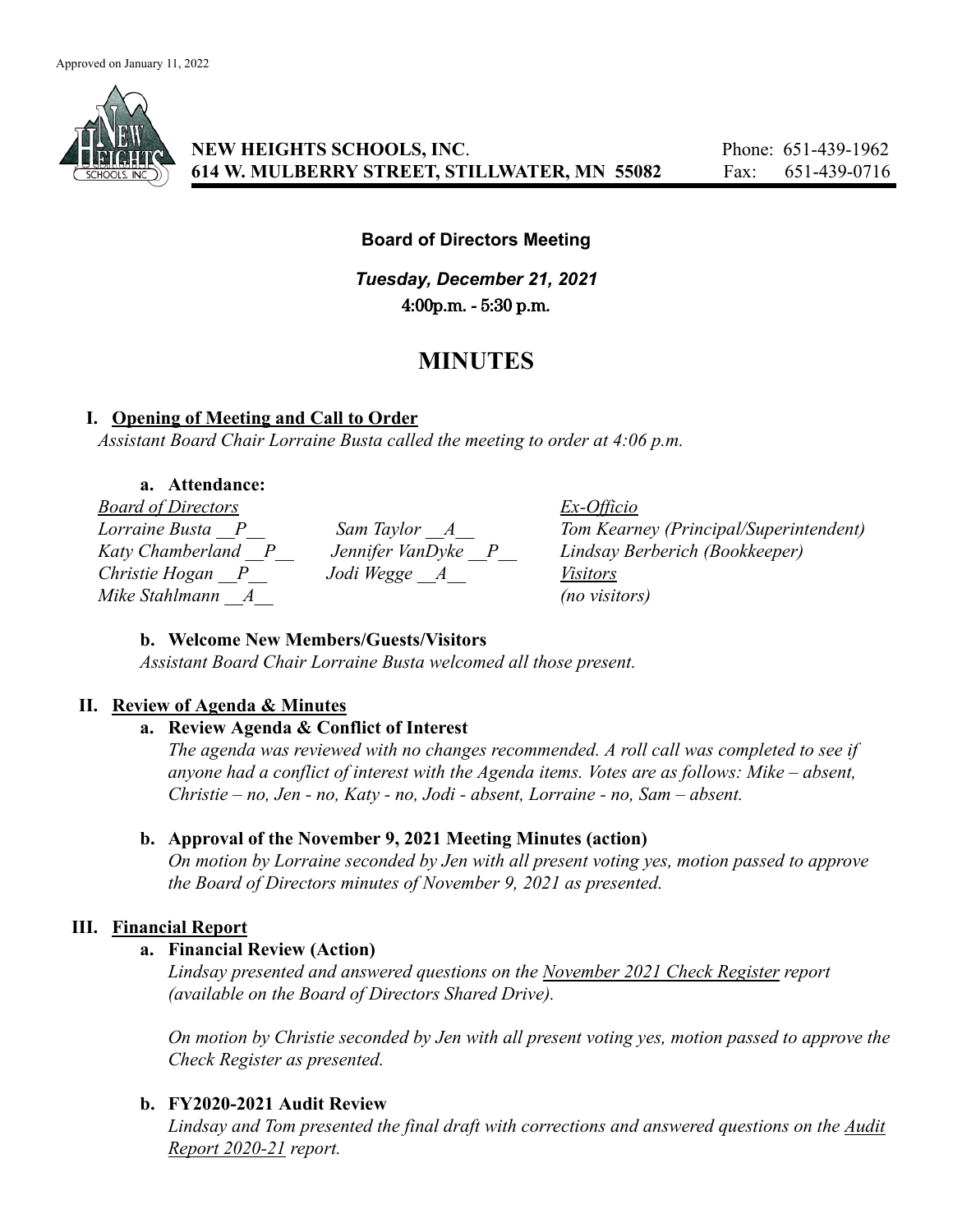Approved on January 11, 2022

**NEW HEIGHTS SCHOOLS, INC.** Phone: 651-439-1962
**614 W. MULBERRY STREET, STILLWATER, MN 55082** Fax: 651-439-0716

**Board of Directors Meeting**

***Tuesday, December 21, 2021***
4:00p.m. - 5:30 p.m.

# MINUTES

## I. Opening of Meeting and Call to Order

*Assistant Board Chair Lorraine Busta called the meeting to order at 4:06 p.m.*

### a. Attendance:

| *Board of Directors* | | *Ex-Officio* |
|---|---|---|
| *Lorraine Busta __P__* | *Sam Taylor __A__* | *Tom Kearney (Principal/Superintendent)* |
| *Katy Chamberland __P__* | *Jennifer VanDyke __P__* | *Lindsay Berberich (Bookkeeper)* |
| *Christie Hogan __P__* | *Jodi Wegge __A__* | *Visitors* |
| *Mike Stahlmann __A__* | | *(no visitors)* |

### b. Welcome New Members/Guests/Visitors

*Assistant Board Chair Lorraine Busta welcomed all those present.*

## II. Review of Agenda & Minutes

### a. Review Agenda & Conflict of Interest

*The agenda was reviewed with no changes recommended. A roll call was completed to see if anyone had a conflict of interest with the Agenda items. Votes are as follows: Mike – absent, Christie – no, Jen - no, Katy - no, Jodi - absent, Lorraine - no, Sam – absent.*

### b. Approval of the November 9, 2021 Meeting Minutes (action)

*On motion by Lorraine seconded by Jen with all present voting yes, motion passed to approve the Board of Directors minutes of November 9, 2021 as presented.*

## III. Financial Report

### a. Financial Review (Action)

*Lindsay presented and answered questions on the November 2021 Check Register report (available on the Board of Directors Shared Drive).*

*On motion by Christie seconded by Jen with all present voting yes, motion passed to approve the Check Register as presented.*

### b. FY2020-2021 Audit Review

*Lindsay and Tom presented the final draft with corrections and answered questions on the Audit Report 2020-21 report.*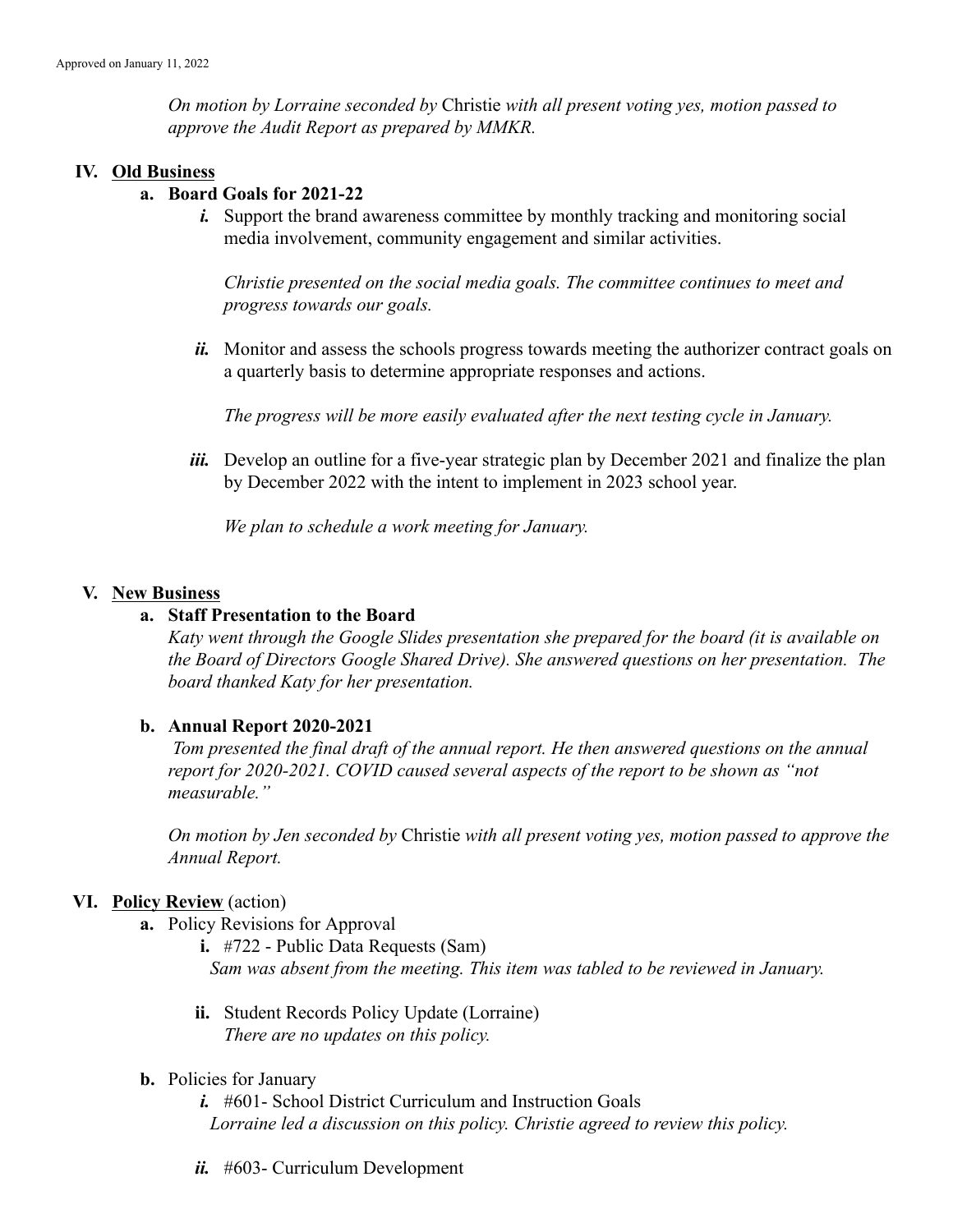*On motion by Lorraine seconded by* Christie *with all present voting yes, motion passed to approve the Audit Report as prepared by MMKR.*

## IV. Old Business

### a. Board Goals for 2021-22

***i.*** Support the brand awareness committee by monthly tracking and monitoring social media involvement, community engagement and similar activities.

*Christie presented on the social media goals. The committee continues to meet and progress towards our goals.*

***ii.*** Monitor and assess the schools progress towards meeting the authorizer contract goals on a quarterly basis to determine appropriate responses and actions.

*The progress will be more easily evaluated after the next testing cycle in January.*

***iii.*** Develop an outline for a five-year strategic plan by December 2021 and finalize the plan by December 2022 with the intent to implement in 2023 school year.

*We plan to schedule a work meeting for January.*

## V. New Business

### a. Staff Presentation to the Board

*Katy went through the Google Slides presentation she prepared for the board (it is available on the Board of Directors Google Shared Drive). She answered questions on her presentation. The board thanked Katy for her presentation.*

### b. Annual Report 2020-2021

*Tom presented the final draft of the annual report. He then answered questions on the annual report for 2020-2021. COVID caused several aspects of the report to be shown as "not measurable."*

*On motion by Jen seconded by* Christie *with all present voting yes, motion passed to approve the Annual Report.*

## VI. Policy Review (action)

**a.** Policy Revisions for Approval

**i.** #722 - Public Data Requests (Sam)
*Sam was absent from the meeting. This item was tabled to be reviewed in January.*

**ii.** Student Records Policy Update (Lorraine)
*There are no updates on this policy.*

**b.** Policies for January

***i.*** #601- School District Curriculum and Instruction Goals
*Lorraine led a discussion on this policy. Christie agreed to review this policy.*

***ii.*** #603- Curriculum Development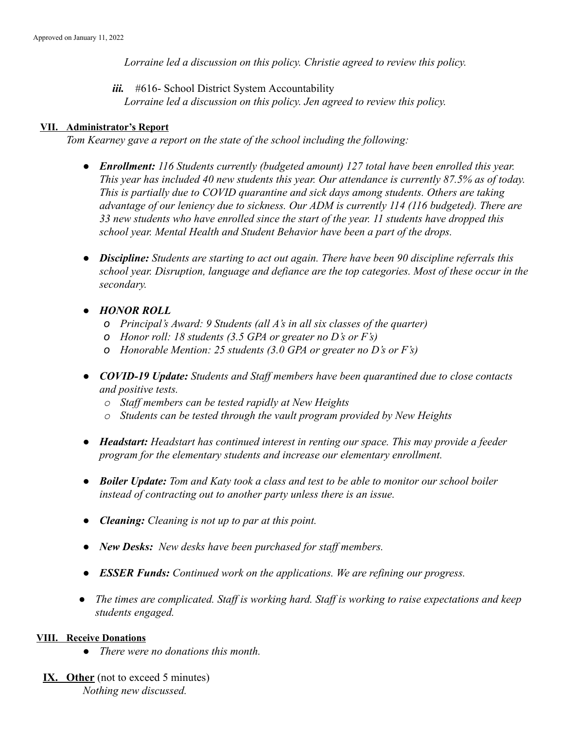*Lorraine led a discussion on this policy. Christie agreed to review this policy.*

***iii.*** #616- School District System Accountability
*Lorraine led a discussion on this policy. Jen agreed to review this policy.*

## VII. Administrator's Report

*Tom Kearney gave a report on the state of the school including the following:*

- ***Enrollment:*** *116 Students currently (budgeted amount) 127 total have been enrolled this year. This year has included 40 new students this year. Our attendance is currently 87.5% as of today. This is partially due to COVID quarantine and sick days among students. Others are taking advantage of our leniency due to sickness. Our ADM is currently 114 (116 budgeted). There are 33 new students who have enrolled since the start of the year. 11 students have dropped this school year. Mental Health and Student Behavior have been a part of the drops.*

- ***Discipline:*** *Students are starting to act out again. There have been 90 discipline referrals this school year. Disruption, language and defiance are the top categories. Most of these occur in the secondary.*

- ***HONOR ROLL***
  - *Principal's Award: 9 Students (all A's in all six classes of the quarter)*
  - *Honor roll: 18 students (3.5 GPA or greater no D's or F's)*
  - *Honorable Mention: 25 students (3.0 GPA or greater no D's or F's)*

- ***COVID-19 Update:*** *Students and Staff members have been quarantined due to close contacts and positive tests.*
  - *Staff members can be tested rapidly at New Heights*
  - *Students can be tested through the vault program provided by New Heights*

- ***Headstart:*** *Headstart has continued interest in renting our space. This may provide a feeder program for the elementary students and increase our elementary enrollment.*

- ***Boiler Update:*** *Tom and Katy took a class and test to be able to monitor our school boiler instead of contracting out to another party unless there is an issue.*

- ***Cleaning:*** *Cleaning is not up to par at this point.*

- ***New Desks:*** *New desks have been purchased for staff members.*

- ***ESSER Funds:*** *Continued work on the applications. We are refining our progress.*

- *The times are complicated. Staff is working hard. Staff is working to raise expectations and keep students engaged.*

## VIII. Receive Donations

- *There were no donations this month.*

## IX. Other (not to exceed 5 minutes)

*Nothing new discussed.*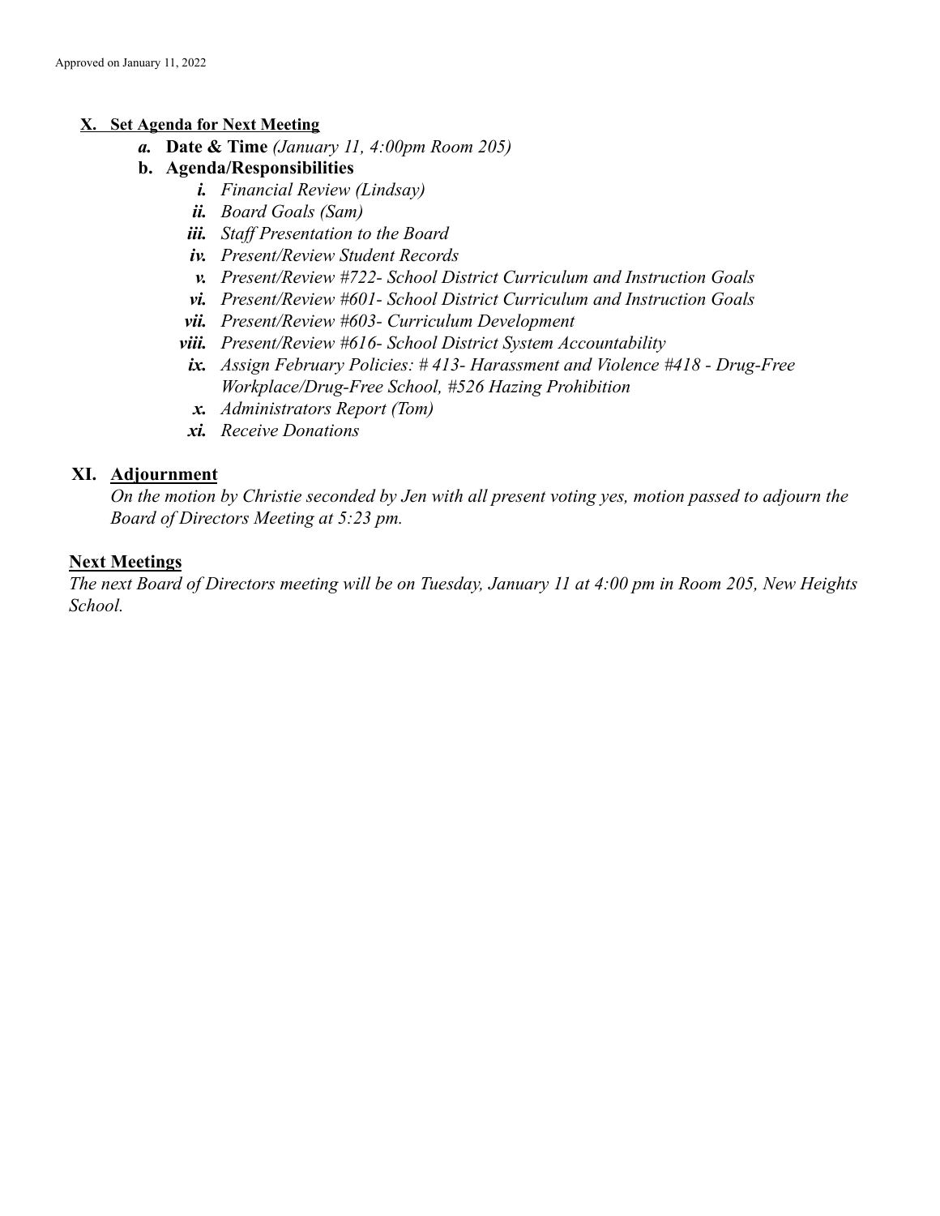Approved on January 11, 2022

**X. Set Agenda for Next Meeting**

- ***a.*** **Date & Time** *(January 11, 4:00pm Room 205)*
- **b. Agenda/Responsibilities**
  - ***i.*** *Financial Review (Lindsay)*
  - ***ii.*** *Board Goals (Sam)*
  - ***iii.*** *Staff Presentation to the Board*
  - ***iv.*** *Present/Review Student Records*
  - ***v.*** *Present/Review #722- School District Curriculum and Instruction Goals*
  - ***vi.*** *Present/Review #601- School District Curriculum and Instruction Goals*
  - ***vii.*** *Present/Review #603- Curriculum Development*
  - ***viii.*** *Present/Review #616- School District System Accountability*
  - ***ix.*** *Assign February Policies: # 413- Harassment and Violence #418 - Drug-Free Workplace/Drug-Free School, #526 Hazing Prohibition*
  - ***x.*** *Administrators Report (Tom)*
  - ***xi.*** *Receive Donations*

**XI. Adjournment**

*On the motion by Christie seconded by Jen with all present voting yes, motion passed to adjourn the Board of Directors Meeting at 5:23 pm.*

**Next Meetings**

*The next Board of Directors meeting will be on Tuesday, January 11 at 4:00 pm in Room 205, New Heights School.*